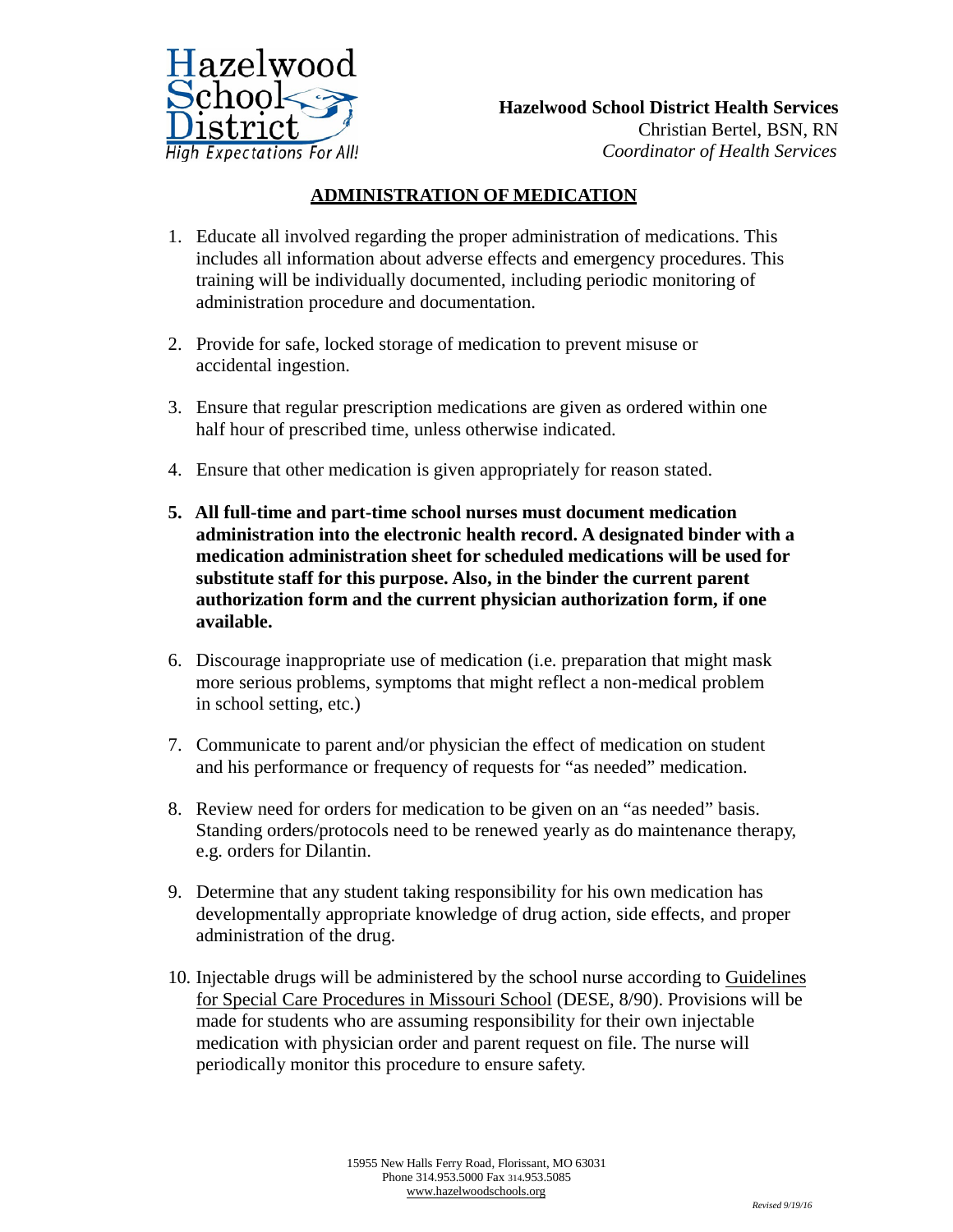**Hazelwood School District Health Services**
Christian Bertel, BSN, RN
*Coordinator of Health Services*

# ADMINISTRATION OF MEDICATION

1. Educate all involved regarding the proper administration of medications. This includes all information about adverse effects and emergency procedures. This training will be individually documented, including periodic monitoring of administration procedure and documentation.

2. Provide for safe, locked storage of medication to prevent misuse or accidental ingestion.

3. Ensure that regular prescription medications are given as ordered within one half hour of prescribed time, unless otherwise indicated.

4. Ensure that other medication is given appropriately for reason stated.

5. **All full-time and part-time school nurses must document medication administration into the electronic health record. A designated binder with a medication administration sheet for scheduled medications will be used for substitute staff for this purpose. Also, in the binder the current parent authorization form and the current physician authorization form, if one available.**

6. Discourage inappropriate use of medication (i.e. preparation that might mask more serious problems, symptoms that might reflect a non-medical problem in school setting, etc.)

7. Communicate to parent and/or physician the effect of medication on student and his performance or frequency of requests for "as needed" medication.

8. Review need for orders for medication to be given on an "as needed" basis. Standing orders/protocols need to be renewed yearly as do maintenance therapy, e.g. orders for Dilantin.

9. Determine that any student taking responsibility for his own medication has developmentally appropriate knowledge of drug action, side effects, and proper administration of the drug.

10. Injectable drugs will be administered by the school nurse according to Guidelines for Special Care Procedures in Missouri School (DESE, 8/90). Provisions will be made for students who are assuming responsibility for their own injectable medication with physician order and parent request on file. The nurse will periodically monitor this procedure to ensure safety.

15955 New Halls Ferry Road, Florissant, MO 63031
Phone 314.953.5000 Fax 314.953.5085
www.hazelwoodschools.org

*Revised 9/19/16*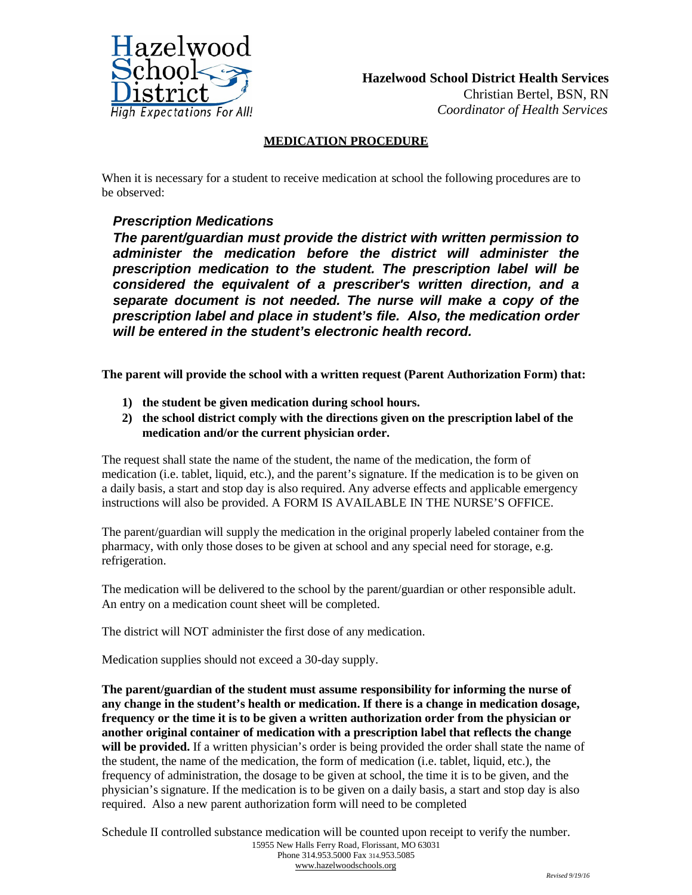**Hazelwood School District Health Services**
Christian Bertel, BSN, RN
*Coordinator of Health Services*

**MEDICATION PROCEDURE**

When it is necessary for a student to receive medication at school the following procedures are to be observed:

***Prescription Medications***

***The parent/guardian must provide the district with written permission to administer the medication before the district will administer the prescription medication to the student. The prescription label will be considered the equivalent of a prescriber's written direction, and a separate document is not needed. The nurse will make a copy of the prescription label and place in student's file. Also, the medication order will be entered in the student's electronic health record.***

**The parent will provide the school with a written request (Parent Authorization Form) that:**

1) **the student be given medication during school hours.**
2) **the school district comply with the directions given on the prescription label of the medication and/or the current physician order.**

The request shall state the name of the student, the name of the medication, the form of medication (i.e. tablet, liquid, etc.), and the parent's signature. If the medication is to be given on a daily basis, a start and stop day is also required. Any adverse effects and applicable emergency instructions will also be provided. A FORM IS AVAILABLE IN THE NURSE'S OFFICE.

The parent/guardian will supply the medication in the original properly labeled container from the pharmacy, with only those doses to be given at school and any special need for storage, e.g. refrigeration.

The medication will be delivered to the school by the parent/guardian or other responsible adult. An entry on a medication count sheet will be completed.

The district will NOT administer the first dose of any medication.

Medication supplies should not exceed a 30-day supply.

**The parent/guardian of the student must assume responsibility for informing the nurse of any change in the student's health or medication. If there is a change in medication dosage, frequency or the time it is to be given a written authorization order from the physician or another original container of medication with a prescription label that reflects the change will be provided.** If a written physician's order is being provided the order shall state the name of the student, the name of the medication, the form of medication (i.e. tablet, liquid, etc.), the frequency of administration, the dosage to be given at school, the time it is to be given, and the physician's signature. If the medication is to be given on a daily basis, a start and stop day is also required. Also a new parent authorization form will need to be completed

Schedule II controlled substance medication will be counted upon receipt to verify the number.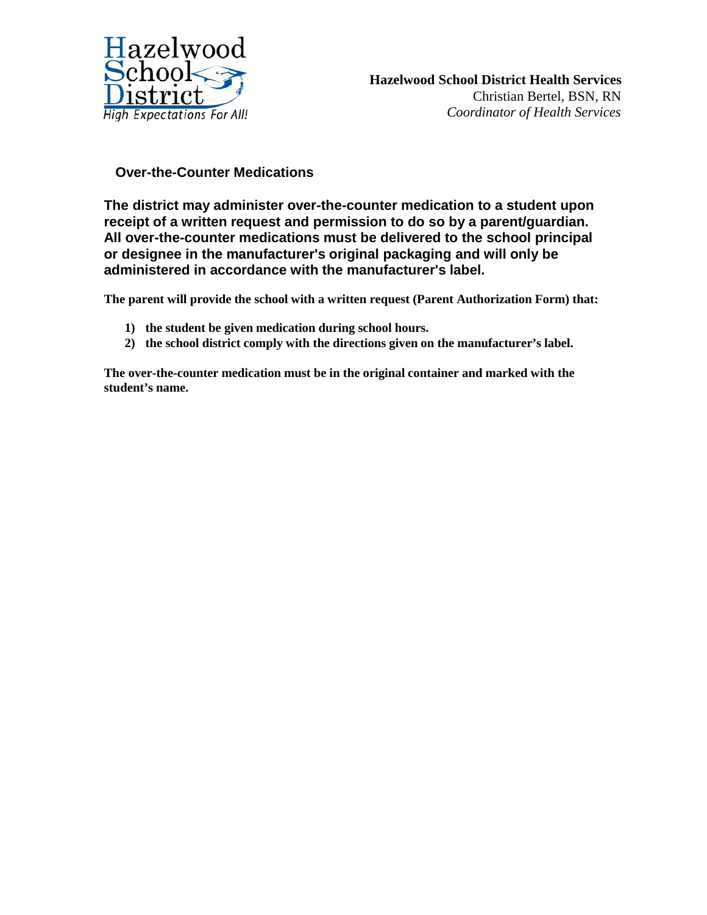**Hazelwood School District Health Services**
Christian Bertel, BSN, RN
*Coordinator of Health Services*

## Over-the-Counter Medications

**The district may administer over-the-counter medication to a student upon receipt of a written request and permission to do so by a parent/guardian. All over-the-counter medications must be delivered to the school principal or designee in the manufacturer's original packaging and will only be administered in accordance with the manufacturer's label.**

**The parent will provide the school with a written request (Parent Authorization Form) that:**

1) **the student be given medication during school hours.**
2) **the school district comply with the directions given on the manufacturer's label.**

**The over-the-counter medication must be in the original container and marked with the student's name.**